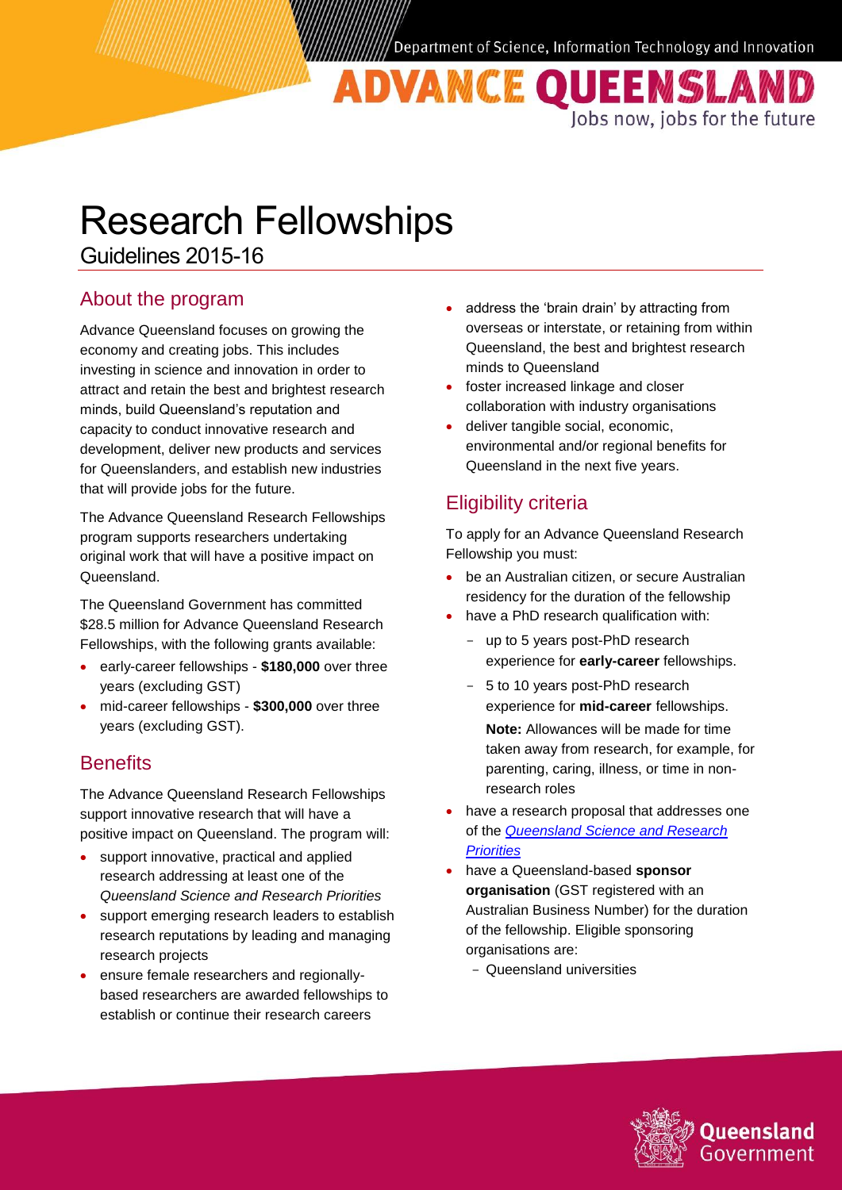# Research Fellowships

Guidelines 2015-16

## About the program

Advance Queensland focuses on growing the economy and creating jobs. This includes investing in science and innovation in order to attract and retain the best and brightest research minds, build Queensland's reputation and capacity to conduct innovative research and development, deliver new products and services for Queenslanders, and establish new industries that will provide jobs for the future.

The Advance Queensland Research Fellowships program supports researchers undertaking original work that will have a positive impact on Queensland.

The Queensland Government has committed $28.5 million for Advance Queensland Research Fellowships, with the following grants available:

- early-career fellowships - **$180,000** over three years (excluding GST)
- mid-career fellowships - **$300,000** over three years (excluding GST).

## Benefits

The Advance Queensland Research Fellowships support innovative research that will have a positive impact on Queensland. The program will:

- support innovative, practical and applied research addressing at least one of the *Queensland Science and Research Priorities*
- support emerging research leaders to establish research reputations by leading and managing research projects
- ensure female researchers and regionally-based researchers are awarded fellowships to establish or continue their research careers
- address the 'brain drain' by attracting from overseas or interstate, or retaining from within Queensland, the best and brightest research minds to Queensland
- foster increased linkage and closer collaboration with industry organisations
- deliver tangible social, economic, environmental and/or regional benefits for Queensland in the next five years.

## Eligibility criteria

To apply for an Advance Queensland Research Fellowship you must:

- be an Australian citizen, or secure Australian residency for the duration of the fellowship
- have a PhD research qualification with:
  - up to 5 years post-PhD research experience for **early-career** fellowships.
  - 5 to 10 years post-PhD research experience for **mid-career** fellowships.

    **Note:** Allowances will be made for time taken away from research, for example, for parenting, caring, illness, or time in non-research roles
- have a research proposal that addresses one of the *Queensland Science and Research Priorities*
- have a Queensland-based **sponsor organisation** (GST registered with an Australian Business Number) for the duration of the fellowship. Eligible sponsoring organisations are:
  - Queensland universities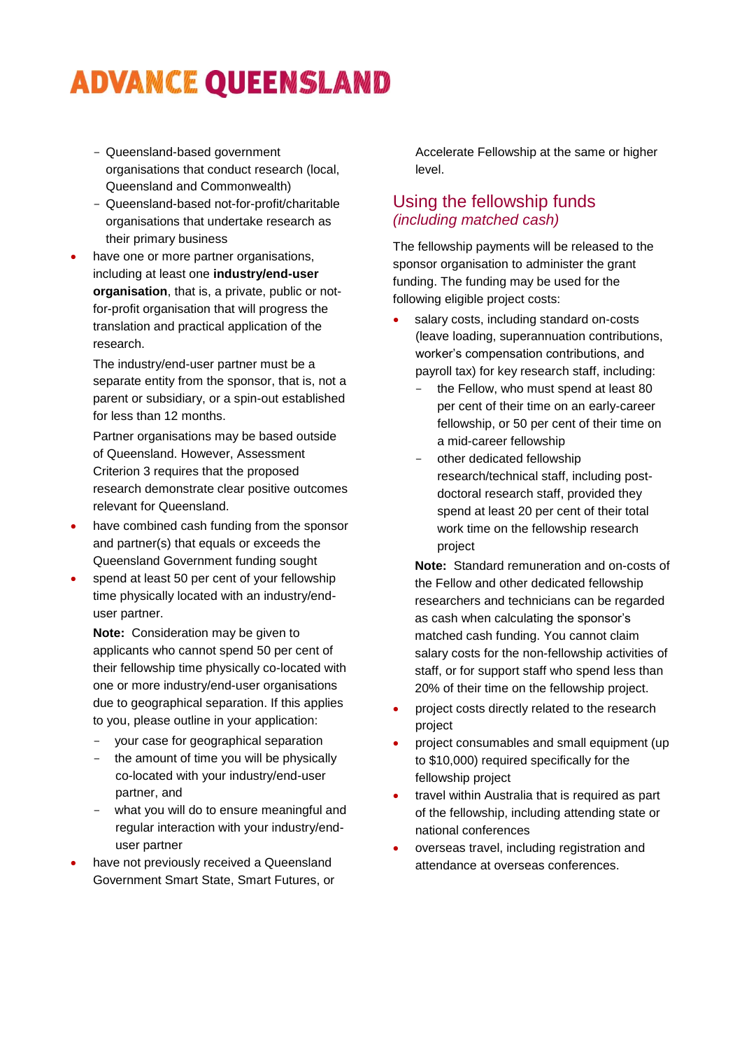- Queensland-based government organisations that conduct research (local, Queensland and Commonwealth)
- Queensland-based not-for-profit/charitable organisations that undertake research as their primary business

- have one or more partner organisations, including at least one **industry/end-user organisation**, that is, a private, public or not-for-profit organisation that will progress the translation and practical application of the research.

  The industry/end-user partner must be a separate entity from the sponsor, that is, not a parent or subsidiary, or a spin-out established for less than 12 months.

  Partner organisations may be based outside of Queensland. However, Assessment Criterion 3 requires that the proposed research demonstrate clear positive outcomes relevant for Queensland.

- have combined cash funding from the sponsor and partner(s) that equals or exceeds the Queensland Government funding sought
- spend at least 50 per cent of your fellowship time physically located with an industry/end-user partner.

  **Note:** Consideration may be given to applicants who cannot spend 50 per cent of their fellowship time physically co-located with one or more industry/end-user organisations due to geographical separation. If this applies to you, please outline in your application:

  - your case for geographical separation
  - the amount of time you will be physically co-located with your industry/end-user partner, and
  - what you will do to ensure meaningful and regular interaction with your industry/end-user partner

- have not previously received a Queensland Government Smart State, Smart Futures, or Accelerate Fellowship at the same or higher level.

## Using the fellowship funds
*(including matched cash)*

The fellowship payments will be released to the sponsor organisation to administer the grant funding. The funding may be used for the following eligible project costs:

- salary costs, including standard on-costs (leave loading, superannuation contributions, worker's compensation contributions, and payroll tax) for key research staff, including:
  - the Fellow, who must spend at least 80 per cent of their time on an early-career fellowship, or 50 per cent of their time on a mid-career fellowship
  - other dedicated fellowship research/technical staff, including post-doctoral research staff, provided they spend at least 20 per cent of their total work time on the fellowship research project

  **Note:** Standard remuneration and on-costs of the Fellow and other dedicated fellowship researchers and technicians can be regarded as cash when calculating the sponsor's matched cash funding. You cannot claim salary costs for the non-fellowship activities of staff, or for support staff who spend less than 20% of their time on the fellowship project.

- project costs directly related to the research project
- project consumables and small equipment (up to $10,000) required specifically for the fellowship project
- travel within Australia that is required as part of the fellowship, including attending state or national conferences
- overseas travel, including registration and attendance at overseas conferences.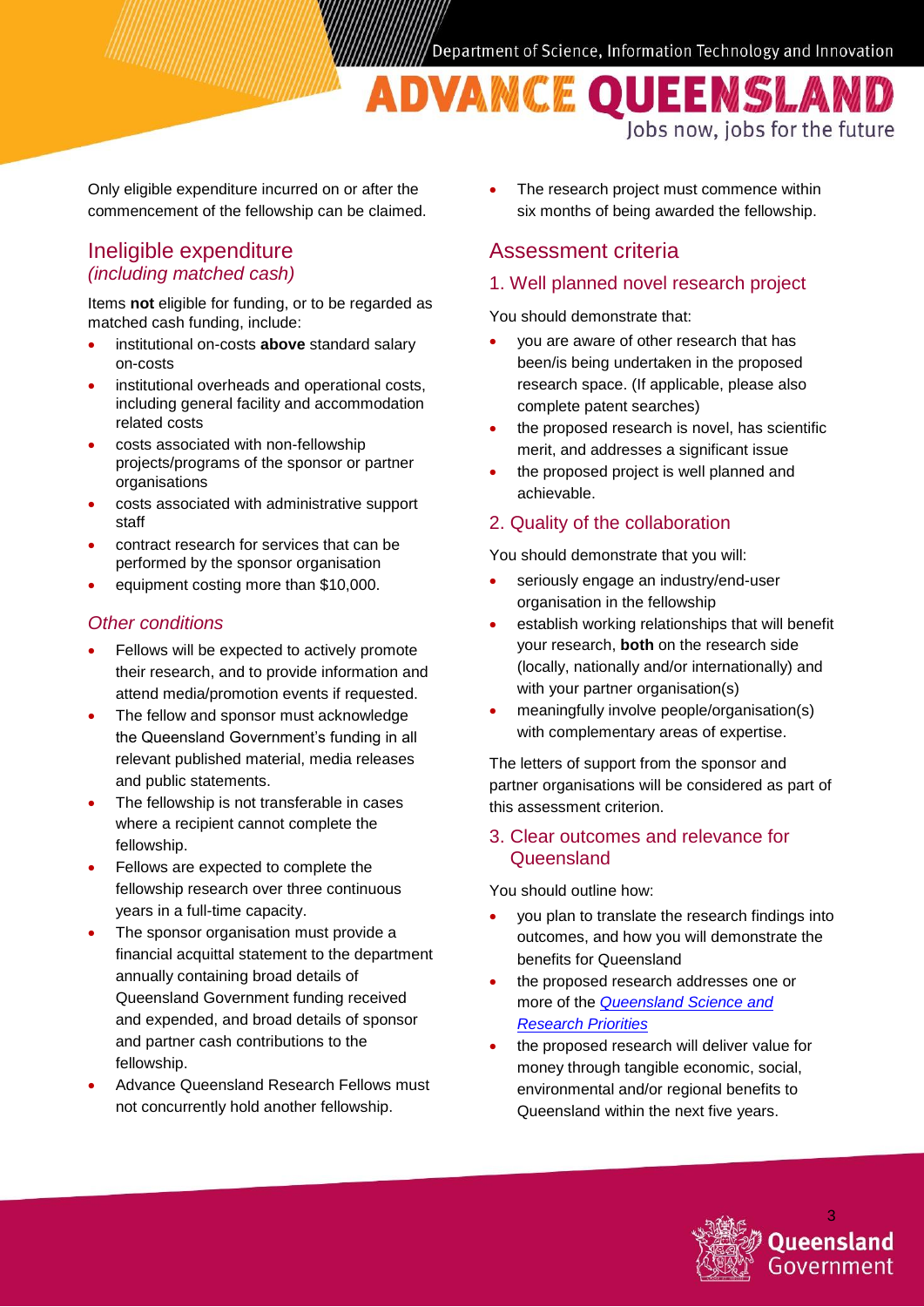Only eligible expenditure incurred on or after the commencement of the fellowship can be claimed.

## Ineligible expenditure *(including matched cash)*

Items **not** eligible for funding, or to be regarded as matched cash funding, include:

- institutional on-costs **above** standard salary on-costs
- institutional overheads and operational costs, including general facility and accommodation related costs
- costs associated with non-fellowship projects/programs of the sponsor or partner organisations
- costs associated with administrative support staff
- contract research for services that can be performed by the sponsor organisation
- equipment costing more than $10,000.

### *Other conditions*

- Fellows will be expected to actively promote their research, and to provide information and attend media/promotion events if requested.
- The fellow and sponsor must acknowledge the Queensland Government's funding in all relevant published material, media releases and public statements.
- The fellowship is not transferable in cases where a recipient cannot complete the fellowship.
- Fellows are expected to complete the fellowship research over three continuous years in a full-time capacity.
- The sponsor organisation must provide a financial acquittal statement to the department annually containing broad details of Queensland Government funding received and expended, and broad details of sponsor and partner cash contributions to the fellowship.
- Advance Queensland Research Fellows must not concurrently hold another fellowship.
- The research project must commence within six months of being awarded the fellowship.

## Assessment criteria

### 1. Well planned novel research project

You should demonstrate that:

- you are aware of other research that has been/is being undertaken in the proposed research space. (If applicable, please also complete patent searches)
- the proposed research is novel, has scientific merit, and addresses a significant issue
- the proposed project is well planned and achievable.

### 2. Quality of the collaboration

You should demonstrate that you will:

- seriously engage an industry/end-user organisation in the fellowship
- establish working relationships that will benefit your research, **both** on the research side (locally, nationally and/or internationally) and with your partner organisation(s)
- meaningfully involve people/organisation(s) with complementary areas of expertise.

The letters of support from the sponsor and partner organisations will be considered as part of this assessment criterion.

### 3. Clear outcomes and relevance for Queensland

You should outline how:

- you plan to translate the research findings into outcomes, and how you will demonstrate the benefits for Queensland
- the proposed research addresses one or more of the *Queensland Science and Research Priorities*
- the proposed research will deliver value for money through tangible economic, social, environmental and/or regional benefits to Queensland within the next five years.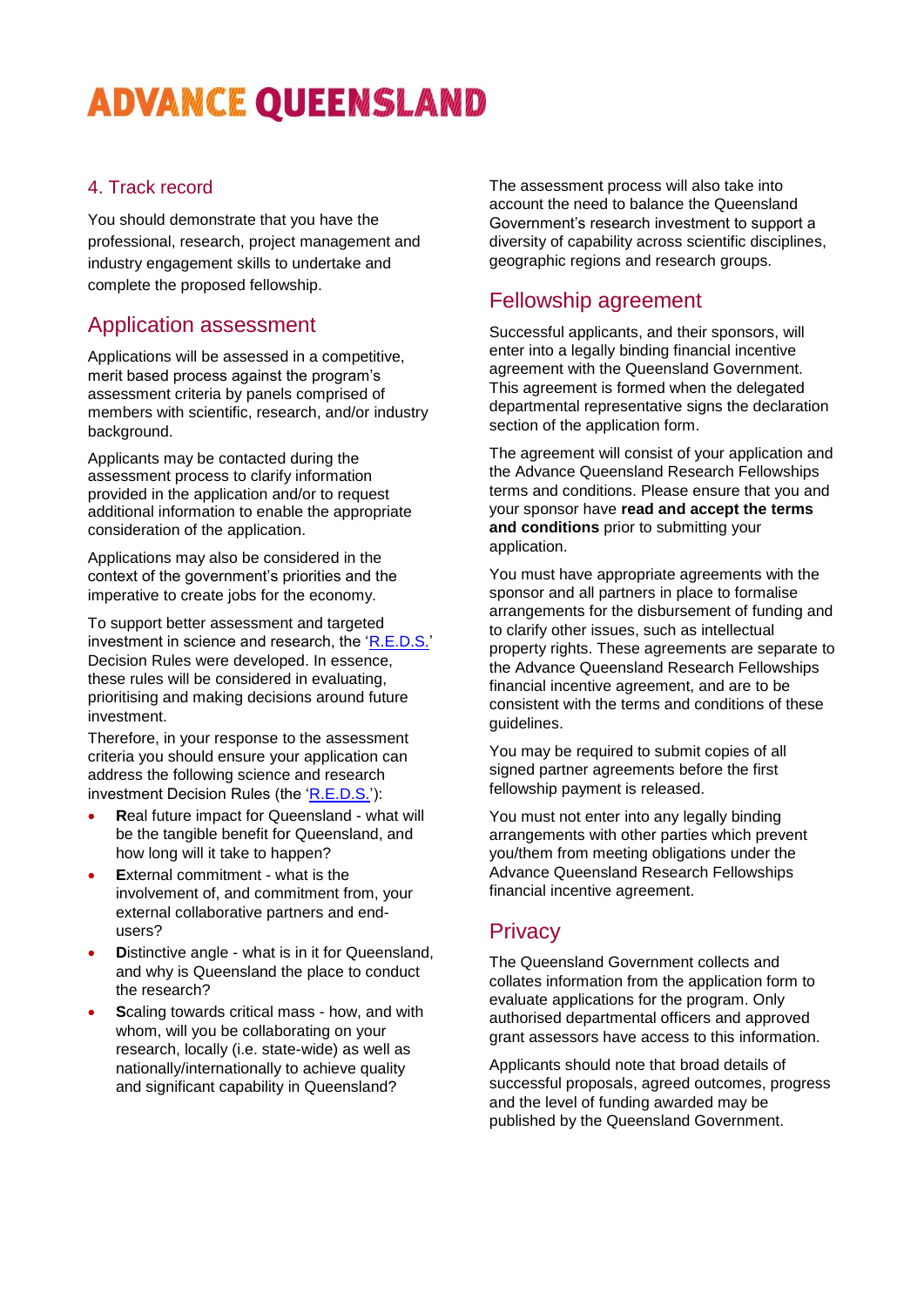### 4. Track record

You should demonstrate that you have the professional, research, project management and industry engagement skills to undertake and complete the proposed fellowship.

## Application assessment

Applications will be assessed in a competitive, merit based process against the program's assessment criteria by panels comprised of members with scientific, research, and/or industry background.

Applicants may be contacted during the assessment process to clarify information provided in the application and/or to request additional information to enable the appropriate consideration of the application.

Applications may also be considered in the context of the government's priorities and the imperative to create jobs for the economy.

To support better assessment and targeted investment in science and research, the '[R.E.D.S.](R.E.D.S.)' Decision Rules were developed. In essence, these rules will be considered in evaluating, prioritising and making decisions around future investment.

Therefore, in your response to the assessment criteria you should ensure your application can address the following science and research investment Decision Rules (the '[R.E.D.S.](R.E.D.S.)'):

- **R**eal future impact for Queensland - what will be the tangible benefit for Queensland, and how long will it take to happen?
- **E**xternal commitment - what is the involvement of, and commitment from, your external collaborative partners and end-users?
- **D**istinctive angle - what is in it for Queensland, and why is Queensland the place to conduct the research?
- **S**caling towards critical mass - how, and with whom, will you be collaborating on your research, locally (i.e. state-wide) as well as nationally/internationally to achieve quality and significant capability in Queensland?

The assessment process will also take into account the need to balance the Queensland Government's research investment to support a diversity of capability across scientific disciplines, geographic regions and research groups.

## Fellowship agreement

Successful applicants, and their sponsors, will enter into a legally binding financial incentive agreement with the Queensland Government. This agreement is formed when the delegated departmental representative signs the declaration section of the application form.

The agreement will consist of your application and the Advance Queensland Research Fellowships terms and conditions. Please ensure that you and your sponsor have **read and accept the terms and conditions** prior to submitting your application.

You must have appropriate agreements with the sponsor and all partners in place to formalise arrangements for the disbursement of funding and to clarify other issues, such as intellectual property rights. These agreements are separate to the Advance Queensland Research Fellowships financial incentive agreement, and are to be consistent with the terms and conditions of these guidelines.

You may be required to submit copies of all signed partner agreements before the first fellowship payment is released.

You must not enter into any legally binding arrangements with other parties which prevent you/them from meeting obligations under the Advance Queensland Research Fellowships financial incentive agreement.

## Privacy

The Queensland Government collects and collates information from the application form to evaluate applications for the program. Only authorised departmental officers and approved grant assessors have access to this information.

Applicants should note that broad details of successful proposals, agreed outcomes, progress and the level of funding awarded may be published by the Queensland Government.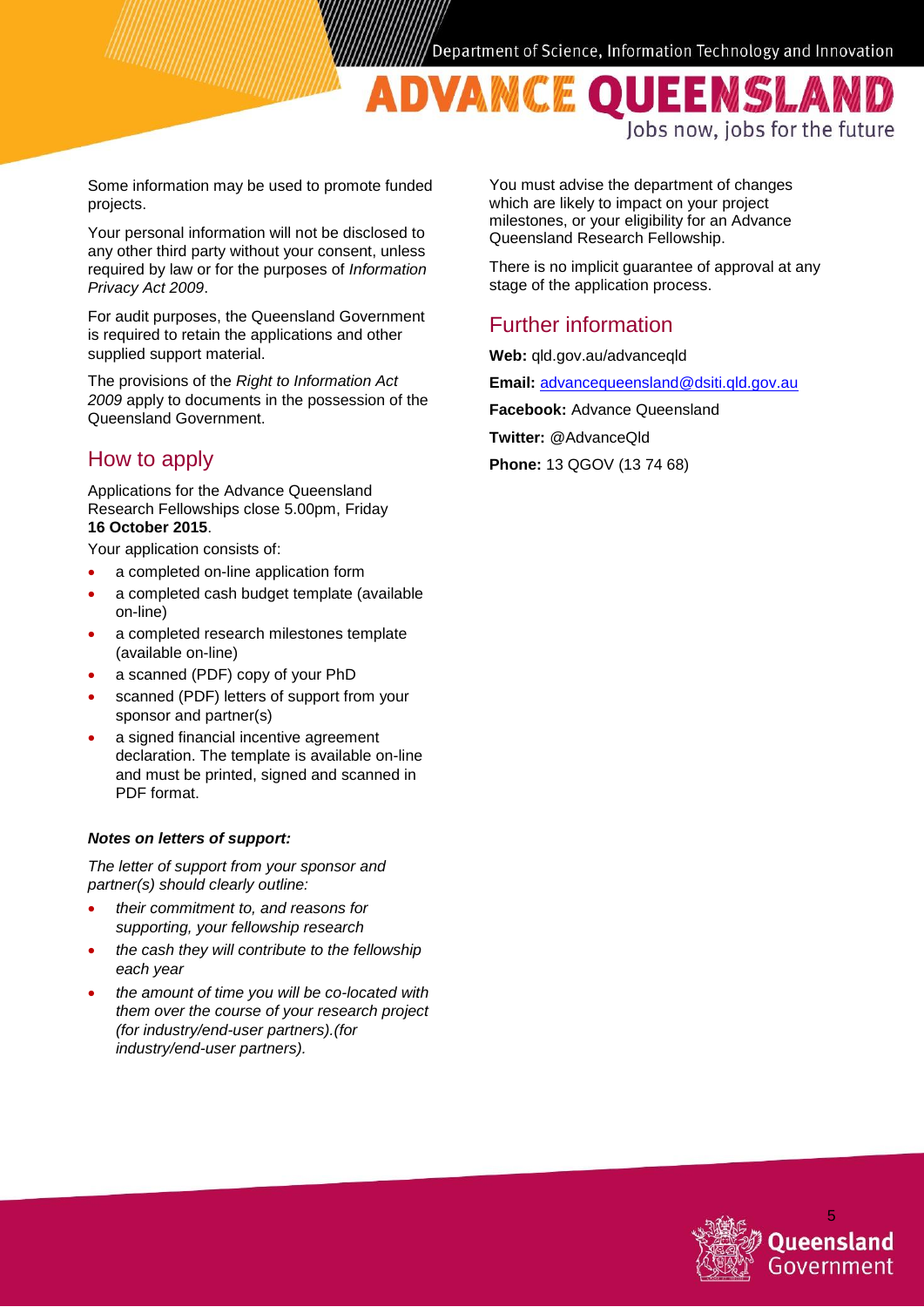Some information may be used to promote funded projects.

Your personal information will not be disclosed to any other third party without your consent, unless required by law or for the purposes of *Information Privacy Act 2009*.

For audit purposes, the Queensland Government is required to retain the applications and other supplied support material.

The provisions of the *Right to Information Act 2009* apply to documents in the possession of the Queensland Government.

## How to apply

Applications for the Advance Queensland Research Fellowships close 5.00pm, Friday **16 October 2015**.

Your application consists of:

- a completed on-line application form
- a completed cash budget template (available on-line)
- a completed research milestones template (available on-line)
- a scanned (PDF) copy of your PhD
- scanned (PDF) letters of support from your sponsor and partner(s)
- a signed financial incentive agreement declaration. The template is available on-line and must be printed, signed and scanned in PDF format.

***Notes on letters of support:***

*The letter of support from your sponsor and partner(s) should clearly outline:*

- *their commitment to, and reasons for supporting, your fellowship research*
- *the cash they will contribute to the fellowship each year*
- *the amount of time you will be co-located with them over the course of your research project (for industry/end-user partners).(for industry/end-user partners).*

You must advise the department of changes which are likely to impact on your project milestones, or your eligibility for an Advance Queensland Research Fellowship.

There is no implicit guarantee of approval at any stage of the application process.

## Further information

**Web:** qld.gov.au/advanceqld

**Email:** advancequeensland@dsiti.qld.gov.au

**Facebook:** Advance Queensland

**Twitter:** @AdvanceQld

**Phone:** 13 QGOV (13 74 68)